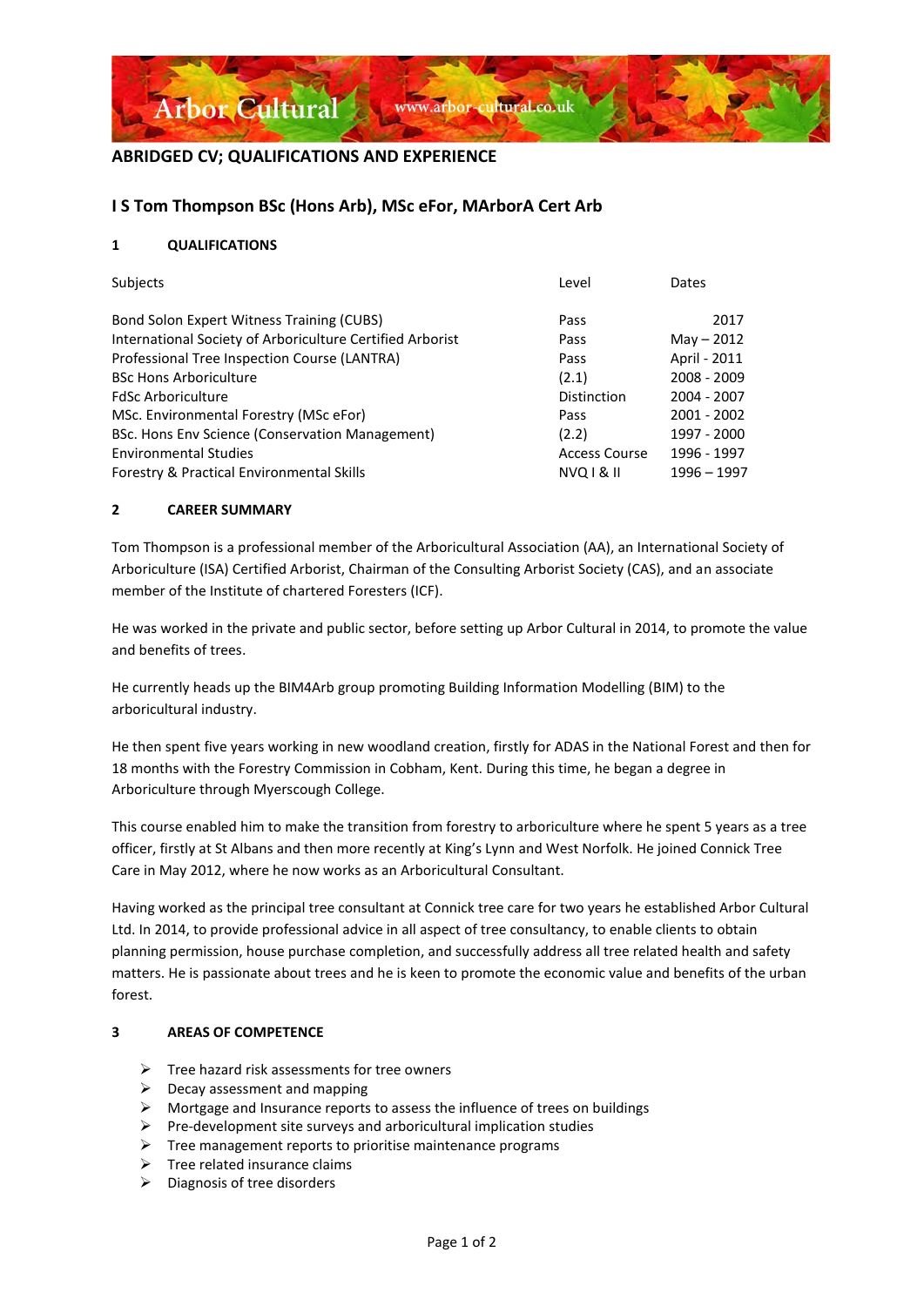Arbor Cultural www.arbor-cultural.co.uk

## ABRIDGED CV; QUALIFICATIONS AND EXPERIENCE

### I S Tom Thompson BSc (Hons Arb), MSc eFor, MArborA Cert Arb

#### 1 QUALIFICATIONS

| Subjects | Level | Dates |
|---|---|---|
| Bond Solon Expert Witness Training (CUBS) | Pass | 2017 |
| International Society of Arboriculture Certified Arborist | Pass | May – 2012 |
| Professional Tree Inspection Course (LANTRA) | Pass | April - 2011 |
| BSc Hons Arboriculture | (2.1) | 2008 - 2009 |
| FdSc Arboriculture | Distinction | 2004 - 2007 |
| MSc. Environmental Forestry (MSc eFor) | Pass | 2001 - 2002 |
| BSc. Hons Env Science (Conservation Management) | (2.2) | 1997 - 2000 |
| Environmental Studies | Access Course | 1996 - 1997 |
| Forestry & Practical Environmental Skills | NVQ I & II | 1996 – 1997 |

#### 2 CAREER SUMMARY

Tom Thompson is a professional member of the Arboricultural Association (AA), an International Society of Arboriculture (ISA) Certified Arborist, Chairman of the Consulting Arborist Society (CAS), and an associate member of the Institute of chartered Foresters (ICF).

He was worked in the private and public sector, before setting up Arbor Cultural in 2014, to promote the value and benefits of trees.

He currently heads up the BIM4Arb group promoting Building Information Modelling (BIM) to the arboricultural industry.

He then spent five years working in new woodland creation, firstly for ADAS in the National Forest and then for 18 months with the Forestry Commission in Cobham, Kent. During this time, he began a degree in Arboriculture through Myerscough College.

This course enabled him to make the transition from forestry to arboriculture where he spent 5 years as a tree officer, firstly at St Albans and then more recently at King's Lynn and West Norfolk. He joined Connick Tree Care in May 2012, where he now works as an Arboricultural Consultant.

Having worked as the principal tree consultant at Connick tree care for two years he established Arbor Cultural Ltd. In 2014, to provide professional advice in all aspect of tree consultancy, to enable clients to obtain planning permission, house purchase completion, and successfully address all tree related health and safety matters. He is passionate about trees and he is keen to promote the economic value and benefits of the urban forest.

#### 3 AREAS OF COMPETENCE

- Tree hazard risk assessments for tree owners
- Decay assessment and mapping
- Mortgage and Insurance reports to assess the influence of trees on buildings
- Pre-development site surveys and arboricultural implication studies
- Tree management reports to prioritise maintenance programs
- Tree related insurance claims
- Diagnosis of tree disorders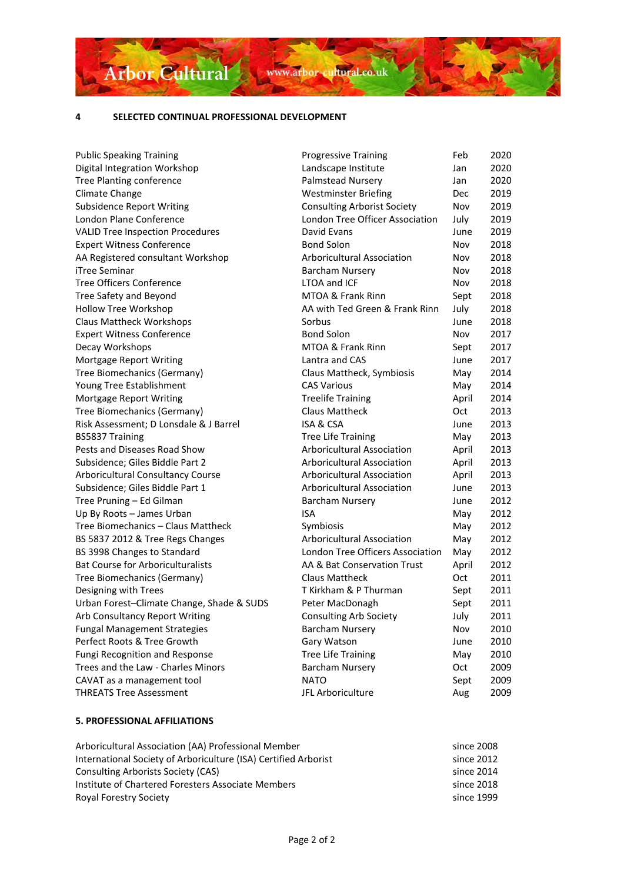## 4 SELECTED CONTINUAL PROFESSIONAL DEVELOPMENT

| | | | |
|---|---|---|---|
| Public Speaking Training | Progressive Training | Feb | 2020 |
| Digital Integration Workshop | Landscape Institute | Jan | 2020 |
| Tree Planting conference | Palmstead Nursery | Jan | 2020 |
| Climate Change | Westminster Briefing | Dec | 2019 |
| Subsidence Report Writing | Consulting Arborist Society | Nov | 2019 |
| London Plane Conference | London Tree Officer Association | July | 2019 |
| VALID Tree Inspection Procedures | David Evans | June | 2019 |
| Expert Witness Conference | Bond Solon | Nov | 2018 |
| AA Registered consultant Workshop | Arboricultural Association | Nov | 2018 |
| iTree Seminar | Barcham Nursery | Nov | 2018 |
| Tree Officers Conference | LTOA and ICF | Nov | 2018 |
| Tree Safety and Beyond | MTOA & Frank Rinn | Sept | 2018 |
| Hollow Tree Workshop | AA with Ted Green & Frank Rinn | July | 2018 |
| Claus Mattheck Workshops | Sorbus | June | 2018 |
| Expert Witness Conference | Bond Solon | Nov | 2017 |
| Decay Workshops | MTOA & Frank Rinn | Sept | 2017 |
| Mortgage Report Writing | Lantra and CAS | June | 2017 |
| Tree Biomechanics (Germany) | Claus Mattheck, Symbiosis | May | 2014 |
| Young Tree Establishment | CAS Various | May | 2014 |
| Mortgage Report Writing | Treelife Training | April | 2014 |
| Tree Biomechanics (Germany) | Claus Mattheck | Oct | 2013 |
| Risk Assessment; D Lonsdale & J Barrel | ISA & CSA | June | 2013 |
| BS5837 Training | Tree Life Training | May | 2013 |
| Pests and Diseases Road Show | Arboricultural Association | April | 2013 |
| Subsidence; Giles Biddle Part 2 | Arboricultural Association | April | 2013 |
| Arboricultural Consultancy Course | Arboricultural Association | April | 2013 |
| Subsidence; Giles Biddle Part 1 | Arboricultural Association | June | 2013 |
| Tree Pruning – Ed Gilman | Barcham Nursery | June | 2012 |
| Up By Roots – James Urban | ISA | May | 2012 |
| Tree Biomechanics – Claus Mattheck | Symbiosis | May | 2012 |
| BS 5837 2012 & Tree Regs Changes | Arboricultural Association | May | 2012 |
| BS 3998 Changes to Standard | London Tree Officers Association | May | 2012 |
| Bat Course for Arboriculturalists | AA & Bat Conservation Trust | April | 2012 |
| Tree Biomechanics (Germany) | Claus Mattheck | Oct | 2011 |
| Designing with Trees | T Kirkham & P Thurman | Sept | 2011 |
| Urban Forest–Climate Change, Shade & SUDS | Peter MacDonagh | Sept | 2011 |
| Arb Consultancy Report Writing | Consulting Arb Society | July | 2011 |
| Fungal Management Strategies | Barcham Nursery | Nov | 2010 |
| Perfect Roots & Tree Growth | Gary Watson | June | 2010 |
| Fungi Recognition and Response | Tree Life Training | May | 2010 |
| Trees and the Law - Charles Minors | Barcham Nursery | Oct | 2009 |
| CAVAT as a management tool | NATO | Sept | 2009 |
| THREATS Tree Assessment | JFL Arboriculture | Aug | 2009 |

## 5. PROFESSIONAL AFFILIATIONS

| | |
|---|---|
| Arboricultural Association (AA) Professional Member | since 2008 |
| International Society of Arboriculture (ISA) Certified Arborist | since 2012 |
| Consulting Arborists Society (CAS) | since 2014 |
| Institute of Chartered Foresters Associate Members | since 2018 |
| Royal Forestry Society | since 1999 |